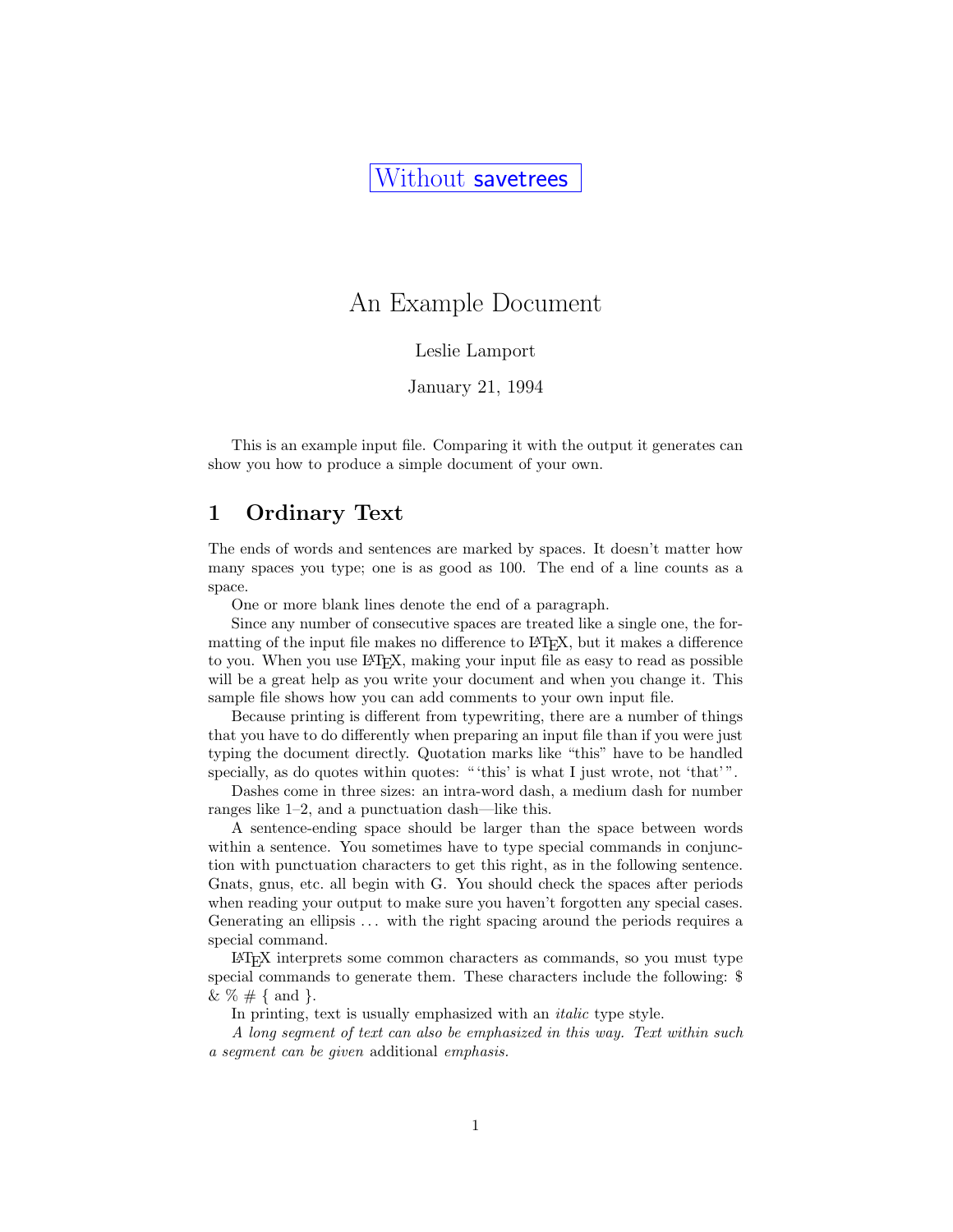Without savetrees

# An Example Document

Leslie Lamport

January 21, 1994

This is an example input file. Comparing it with the output it generates can show you how to produce a simple document of your own.

## 1 Ordinary Text

The ends of words and sentences are marked by spaces. It doesn't matter how many spaces you type; one is as good as 100. The end of a line counts as a space.

One or more blank lines denote the end of a paragraph.

Since any number of consecutive spaces are treated like a single one, the formatting of the input file makes no difference to LaTeX, but it makes a difference to you. When you use LaTeX, making your input file as easy to read as possible will be a great help as you write your document and when you change it. This sample file shows how you can add comments to your own input file.

Because printing is different from typewriting, there are a number of things that you have to do differently when preparing an input file than if you were just typing the document directly. Quotation marks like "this" have to be handled specially, as do quotes within quotes: "'this' is what I just wrote, not 'that'".

Dashes come in three sizes: an intra-word dash, a medium dash for number ranges like 1–2, and a punctuation dash—like this.

A sentence-ending space should be larger than the space between words within a sentence. You sometimes have to type special commands in conjunction with punctuation characters to get this right, as in the following sentence. Gnats, gnus, etc. all begin with G. You should check the spaces after periods when reading your output to make sure you haven't forgotten any special cases. Generating an ellipsis ... with the right spacing around the periods requires a special command.

LaTeX interprets some common characters as commands, so you must type special commands to generate them. These characters include the following: $ & % # { and }.

In printing, text is usually emphasized with an *italic* type style.

*A long segment of text can also be emphasized in this way. Text within such a segment can be given* additional *emphasis.*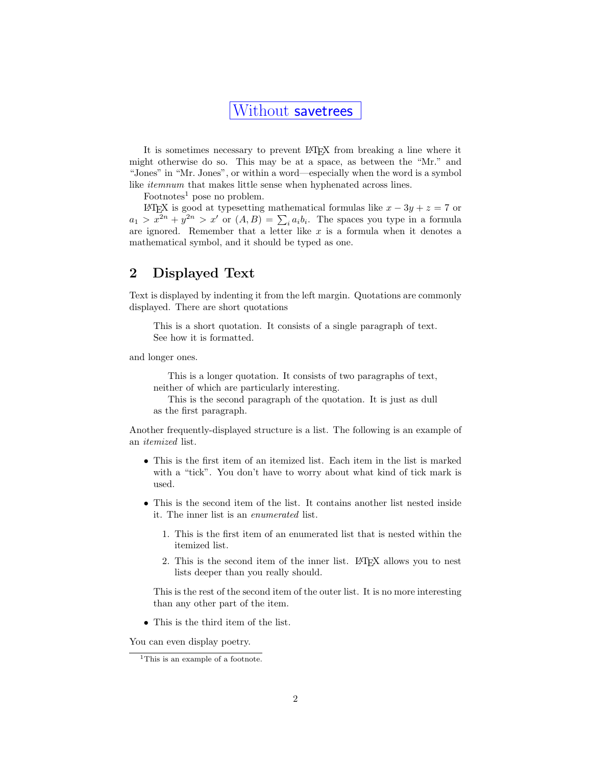Without savetrees

It is sometimes necessary to prevent LaTeX from breaking a line where it might otherwise do so. This may be at a space, as between the "Mr." and "Jones" in "Mr. Jones", or within a word—especially when the word is a symbol like *itemnum* that makes little sense when hyphenated across lines.

Footnotes[1] pose no problem.

LaTeX is good at typesetting mathematical formulas like $x - 3y + z = 7$ or $a_1 > x^{2n} + y^{2n} > x'$ or $(A, B) = \sum_i a_i b_i$. The spaces you type in a formula are ignored. Remember that a letter like $x$ is a formula when it denotes a mathematical symbol, and it should be typed as one.

## 2 Displayed Text

Text is displayed by indenting it from the left margin. Quotations are commonly displayed. There are short quotations

> This is a short quotation. It consists of a single paragraph of text. See how it is formatted.

and longer ones.

> This is a longer quotation. It consists of two paragraphs of text, neither of which are particularly interesting.
>
> This is the second paragraph of the quotation. It is just as dull as the first paragraph.

Another frequently-displayed structure is a list. The following is an example of an *itemized* list.

- This is the first item of an itemized list. Each item in the list is marked with a "tick". You don't have to worry about what kind of tick mark is used.
- This is the second item of the list. It contains another list nested inside it. The inner list is an *enumerated* list.
  1. This is the first item of an enumerated list that is nested within the itemized list.
  2. This is the second item of the inner list. LaTeX allows you to nest lists deeper than you really should.

  This is the rest of the second item of the outer list. It is no more interesting than any other part of the item.
- This is the third item of the list.

You can even display poetry.

[1] This is an example of a footnote.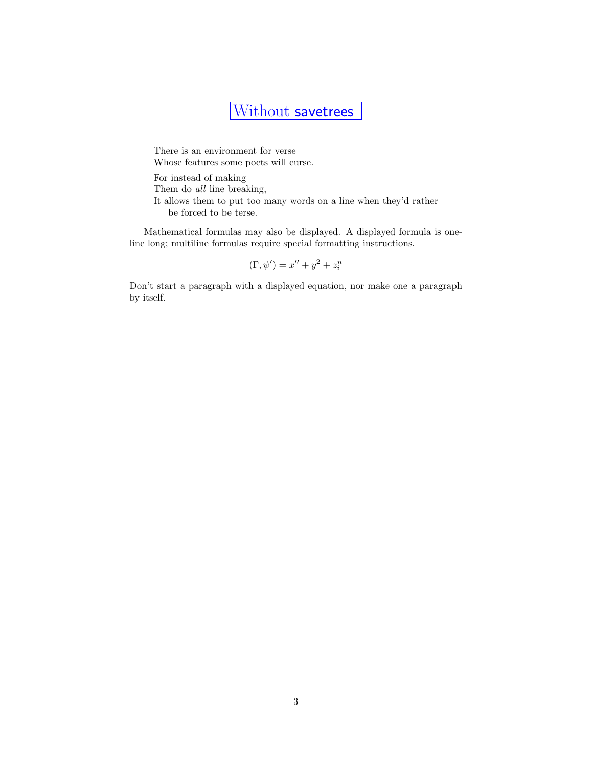# Without savetrees

> There is an environment for verse
> Whose features some poets will curse.
>
> For instead of making
> Them do *all* line breaking,
> It allows them to put too many words on a line when they'd rather be forced to be terse.

Mathematical formulas may also be displayed. A displayed formula is one-line long; multiline formulas require special formatting instructions.

$$(\Gamma, \psi') = x'' + y^2 + z_i^n$$

Don't start a paragraph with a displayed equation, nor make one a paragraph by itself.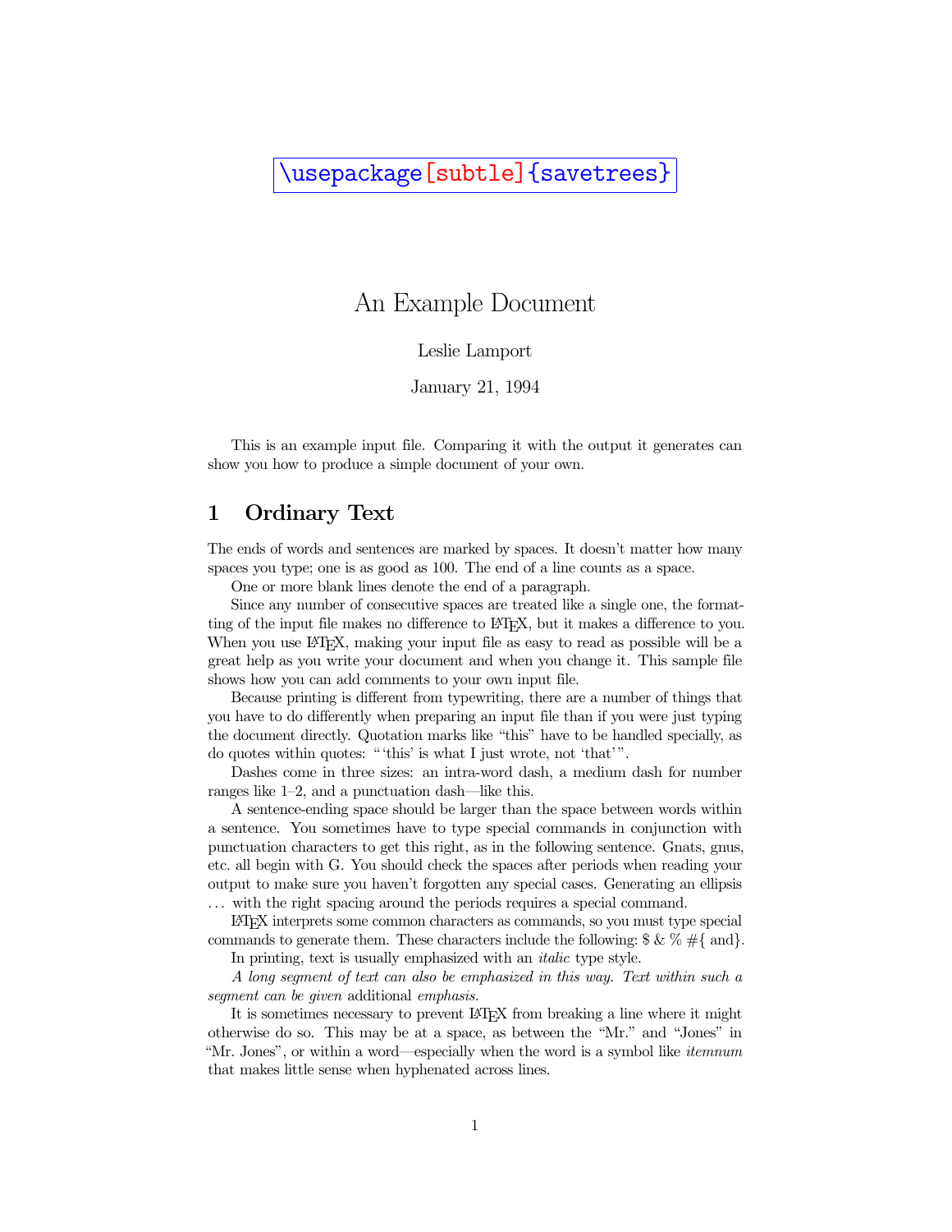```
\usepackage[subtle]{savetrees}
```

# An Example Document

Leslie Lamport

January 21, 1994

This is an example input file. Comparing it with the output it generates can show you how to produce a simple document of your own.

## 1 Ordinary Text

The ends of words and sentences are marked by spaces. It doesn't matter how many spaces you type; one is as good as 100. The end of a line counts as a space.

One or more blank lines denote the end of a paragraph.

Since any number of consecutive spaces are treated like a single one, the formatting of the input file makes no difference to LaTeX, but it makes a difference to you. When you use LaTeX, making your input file as easy to read as possible will be a great help as you write your document and when you change it. This sample file shows how you can add comments to your own input file.

Because printing is different from typewriting, there are a number of things that you have to do differently when preparing an input file than if you were just typing the document directly. Quotation marks like "this" have to be handled specially, as do quotes within quotes: "'this' is what I just wrote, not 'that'".

Dashes come in three sizes: an intra-word dash, a medium dash for number ranges like 1–2, and a punctuation dash—like this.

A sentence-ending space should be larger than the space between words within a sentence. You sometimes have to type special commands in conjunction with punctuation characters to get this right, as in the following sentence. Gnats, gnus, etc. all begin with G. You should check the spaces after periods when reading your output to make sure you haven't forgotten any special cases. Generating an ellipsis ... with the right spacing around the periods requires a special command.

LaTeX interprets some common characters as commands, so you must type special commands to generate them. These characters include the following: $ & % #{ and}.

In printing, text is usually emphasized with an *italic* type style.

*A long segment of text can also be emphasized in this way. Text within such a segment can be given* additional *emphasis.*

It is sometimes necessary to prevent LaTeX from breaking a line where it might otherwise do so. This may be at a space, as between the "Mr." and "Jones" in "Mr. Jones", or within a word—especially when the word is a symbol like *itemnum* that makes little sense when hyphenated across lines.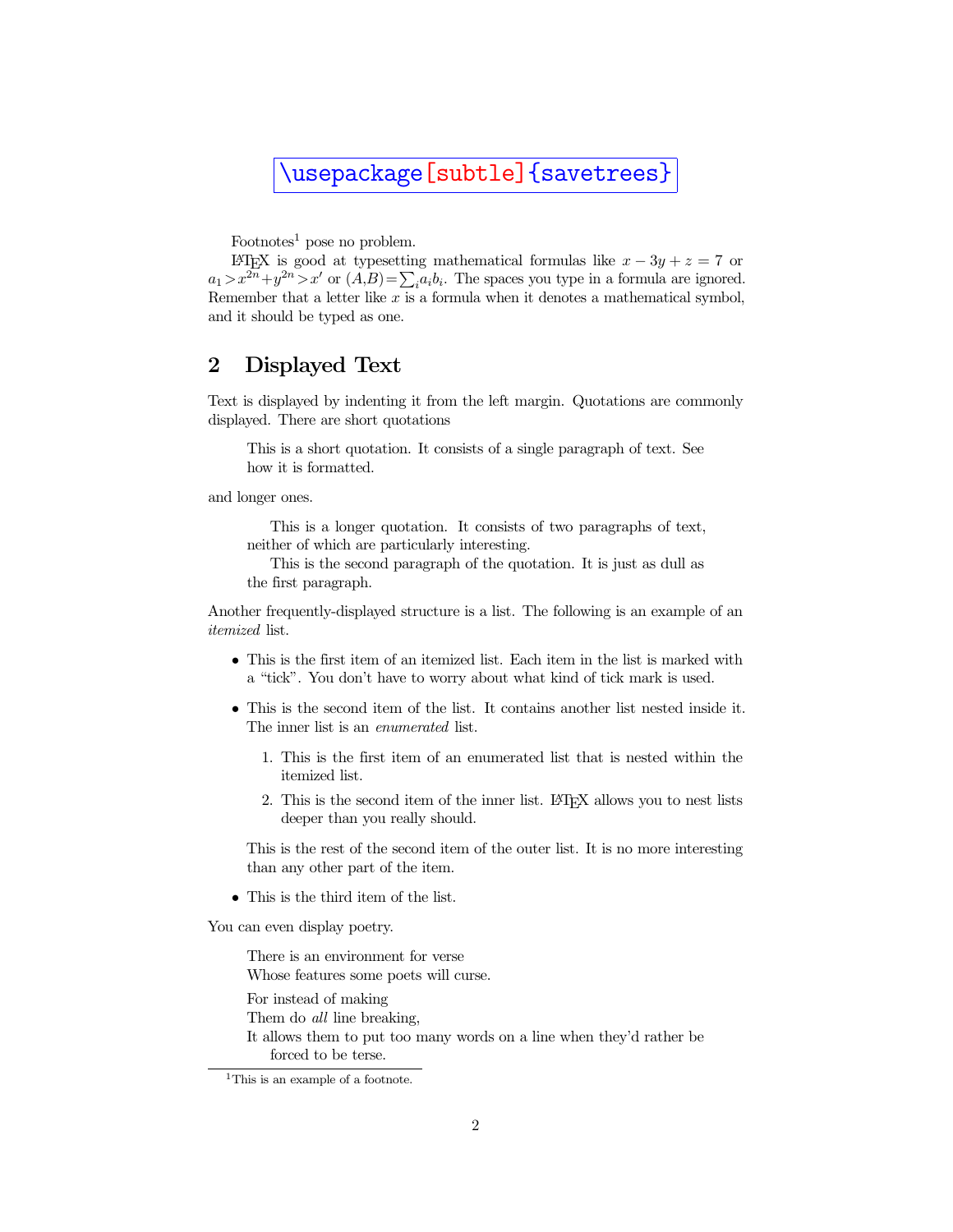```
\usepackage[subtle]{savetrees}
```

Footnotes[1] pose no problem.

LaTeX is good at typesetting mathematical formulas like $x - 3y + z = 7$ or $a_1 > x^{2n} + y^{2n} > x'$ or $(A,B) = \sum_i a_i b_i$. The spaces you type in a formula are ignored. Remember that a letter like $x$ is a formula when it denotes a mathematical symbol, and it should be typed as one.

## 2 Displayed Text

Text is displayed by indenting it from the left margin. Quotations are commonly displayed. There are short quotations

> This is a short quotation. It consists of a single paragraph of text. See how it is formatted.

and longer ones.

> This is a longer quotation. It consists of two paragraphs of text, neither of which are particularly interesting.
>
> This is the second paragraph of the quotation. It is just as dull as the first paragraph.

Another frequently-displayed structure is a list. The following is an example of an *itemized* list.

- This is the first item of an itemized list. Each item in the list is marked with a "tick". You don't have to worry about what kind of tick mark is used.
- This is the second item of the list. It contains another list nested inside it. The inner list is an *enumerated* list.

  1. This is the first item of an enumerated list that is nested within the itemized list.
  2. This is the second item of the inner list. LaTeX allows you to nest lists deeper than you really should.

  This is the rest of the second item of the outer list. It is no more interesting than any other part of the item.
- This is the third item of the list.

You can even display poetry.

> There is an environment for verse
> Whose features some poets will curse.
>
> For instead of making
> Them do *all* line breaking,
> It allows them to put too many words on a line when they'd rather be forced to be terse.

[1] This is an example of a footnote.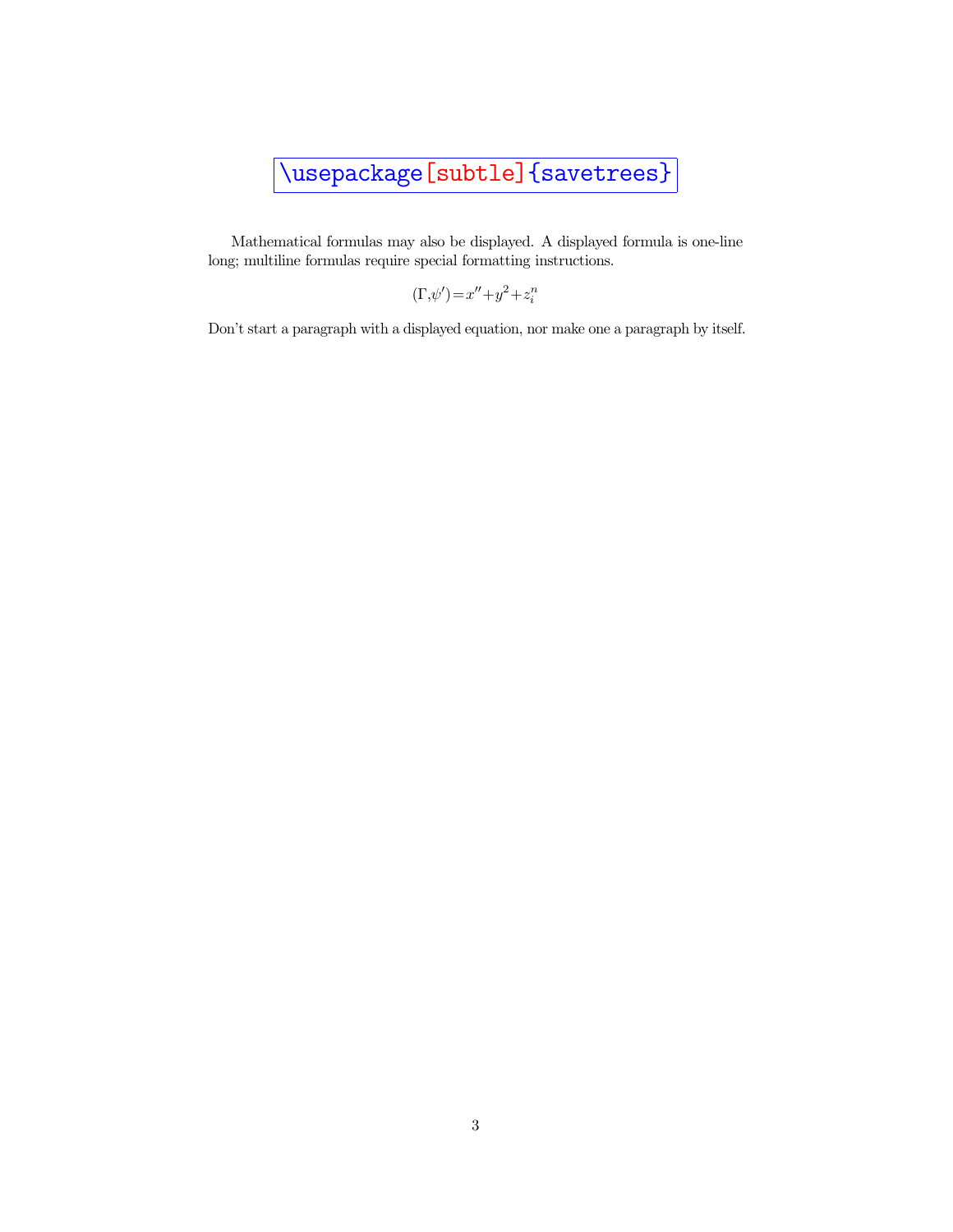```
\usepackage[subtle]{savetrees}
```

Mathematical formulas may also be displayed. A displayed formula is one-line long; multiline formulas require special formatting instructions.

$$(\Gamma, \psi') = x'' + y^2 + z_i^n$$

Don't start a paragraph with a displayed equation, nor make one a paragraph by itself.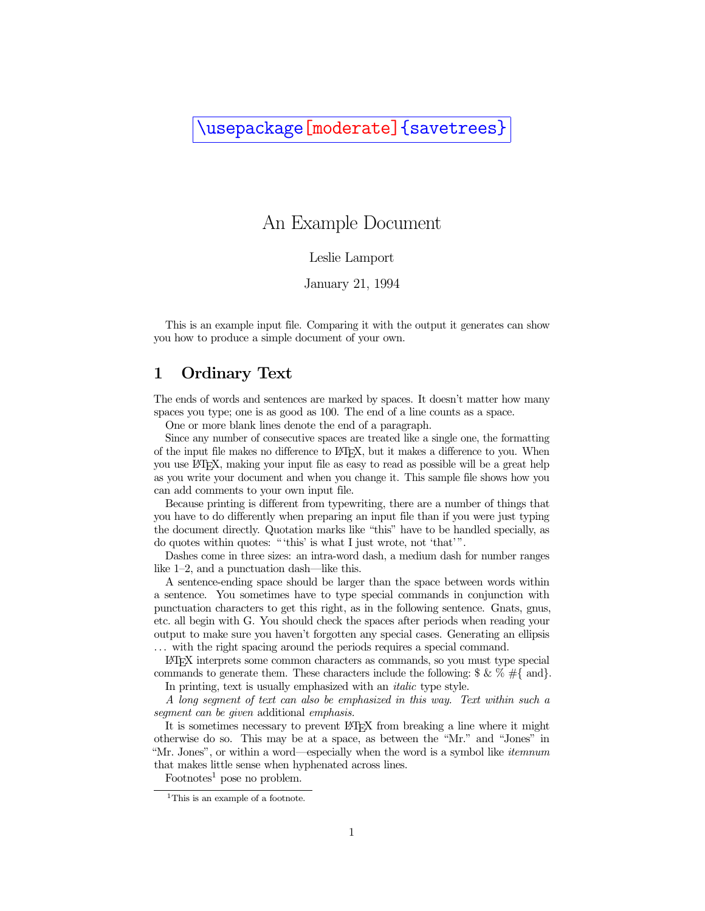```
\usepackage[moderate]{savetrees}
```

# An Example Document

Leslie Lamport

January 21, 1994

This is an example input file. Comparing it with the output it generates can show you how to produce a simple document of your own.

## 1 Ordinary Text

The ends of words and sentences are marked by spaces. It doesn't matter how many spaces you type; one is as good as 100. The end of a line counts as a space.

One or more blank lines denote the end of a paragraph.

Since any number of consecutive spaces are treated like a single one, the formatting of the input file makes no difference to LaTeX, but it makes a difference to you. When you use LaTeX, making your input file as easy to read as possible will be a great help as you write your document and when you change it. This sample file shows how you can add comments to your own input file.

Because printing is different from typewriting, there are a number of things that you have to do differently when preparing an input file than if you were just typing the document directly. Quotation marks like "this" have to be handled specially, as do quotes within quotes: "'this' is what I just wrote, not 'that'".

Dashes come in three sizes: an intra-word dash, a medium dash for number ranges like 1–2, and a punctuation dash—like this.

A sentence-ending space should be larger than the space between words within a sentence. You sometimes have to type special commands in conjunction with punctuation characters to get this right, as in the following sentence. Gnats, gnus, etc. all begin with G. You should check the spaces after periods when reading your output to make sure you haven't forgotten any special cases. Generating an ellipsis . . . with the right spacing around the periods requires a special command.

LaTeX interprets some common characters as commands, so you must type special commands to generate them. These characters include the following: $ & % #{ and}.

In printing, text is usually emphasized with an *italic* type style.

*A long segment of text can also be emphasized in this way. Text within such a segment can be given* additional *emphasis.*

It is sometimes necessary to prevent LaTeX from breaking a line where it might otherwise do so. This may be at a space, as between the "Mr." and "Jones" in "Mr. Jones", or within a word—especially when the word is a symbol like *itemnum* that makes little sense when hyphenated across lines.

Footnotes[1] pose no problem.

[1] This is an example of a footnote.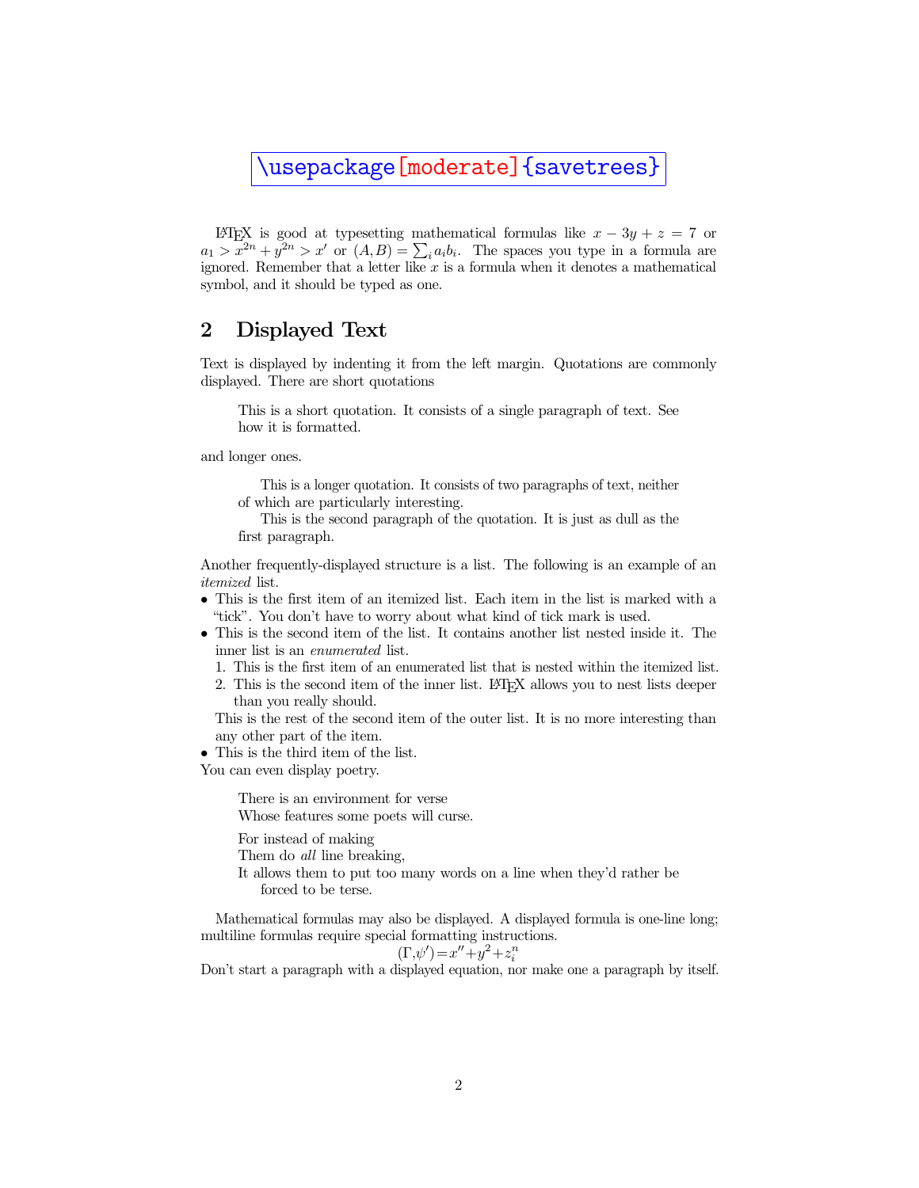```
\usepackage[moderate]{savetrees}
```

LaTeX is good at typesetting mathematical formulas like $x - 3y + z = 7$ or $a_1 > x^{2n} + y^{2n} > x'$ or $(A, B) = \sum_i a_i b_i$. The spaces you type in a formula are ignored. Remember that a letter like $x$ is a formula when it denotes a mathematical symbol, and it should be typed as one.

## 2 Displayed Text

Text is displayed by indenting it from the left margin. Quotations are commonly displayed. There are short quotations

> This is a short quotation. It consists of a single paragraph of text. See how it is formatted.

and longer ones.

> This is a longer quotation. It consists of two paragraphs of text, neither of which are particularly interesting.
>
> This is the second paragraph of the quotation. It is just as dull as the first paragraph.

Another frequently-displayed structure is a list. The following is an example of an *itemized* list.

- This is the first item of an itemized list. Each item in the list is marked with a "tick". You don't have to worry about what kind of tick mark is used.
- This is the second item of the list. It contains another list nested inside it. The inner list is an *enumerated* list.
  1. This is the first item of an enumerated list that is nested within the itemized list.
  2. This is the second item of the inner list. LaTeX allows you to nest lists deeper than you really should.

  This is the rest of the second item of the outer list. It is no more interesting than any other part of the item.
- This is the third item of the list.

You can even display poetry.

> There is an environment for verse
> Whose features some poets will curse.
>
> For instead of making
> Them do *all* line breaking,
> It allows them to put too many words on a line when they'd rather be forced to be terse.

Mathematical formulas may also be displayed. A displayed formula is one-line long; multiline formulas require special formatting instructions.

$$(\Gamma, \psi') = x'' + y^2 + z_i^n$$

Don't start a paragraph with a displayed equation, nor make one a paragraph by itself.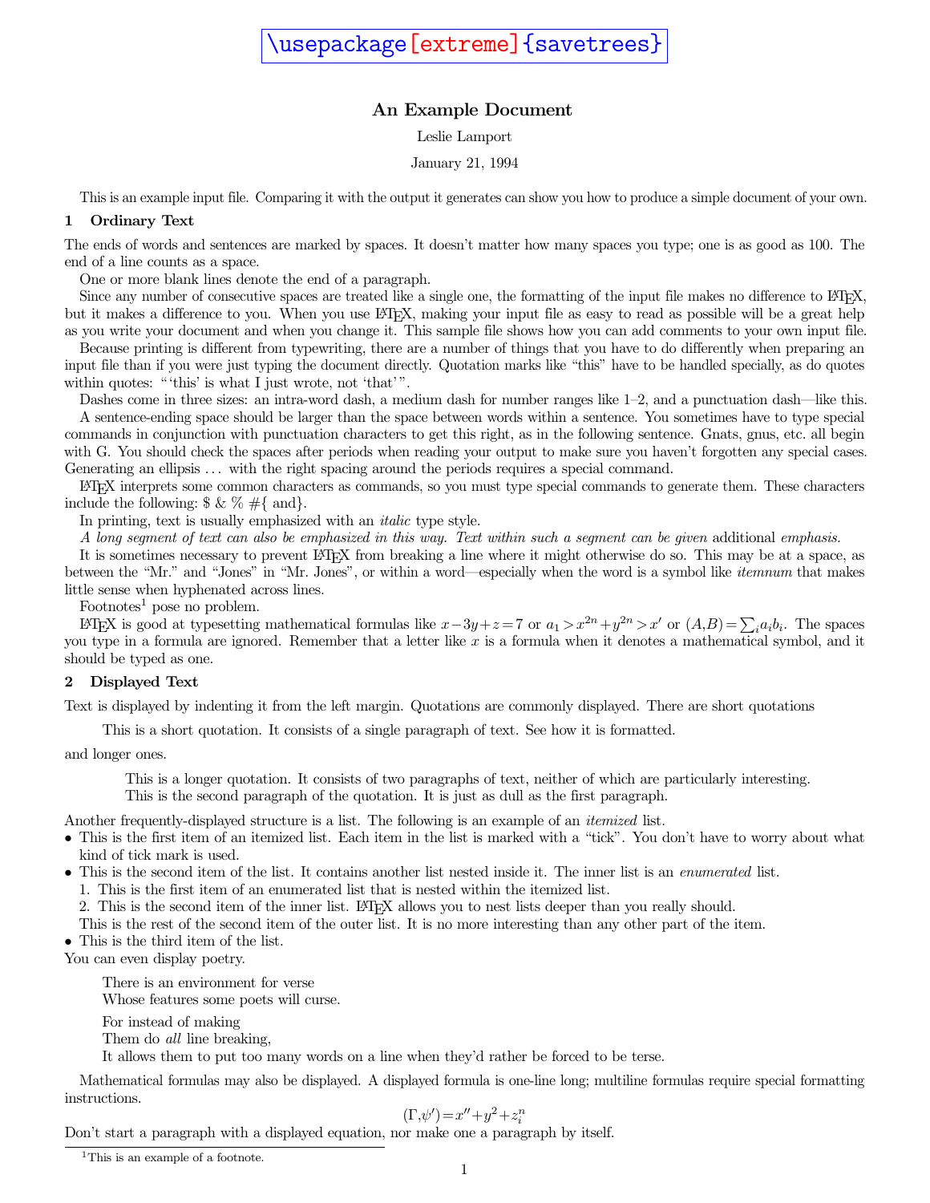\usepackage[extreme]{savetrees}

# An Example Document

Leslie Lamport

January 21, 1994

This is an example input file. Comparing it with the output it generates can show you how to produce a simple document of your own.

## 1 Ordinary Text

The ends of words and sentences are marked by spaces. It doesn't matter how many spaces you type; one is as good as 100. The end of a line counts as a space.

One or more blank lines denote the end of a paragraph.

Since any number of consecutive spaces are treated like a single one, the formatting of the input file makes no difference to LaTeX, but it makes a difference to you. When you use LaTeX, making your input file as easy to read as possible will be a great help as you write your document and when you change it. This sample file shows how you can add comments to your own input file.

Because printing is different from typewriting, there are a number of things that you have to do differently when preparing an input file than if you were just typing the document directly. Quotation marks like "this" have to be handled specially, as do quotes within quotes: "'this' is what I just wrote, not 'that'".

Dashes come in three sizes: an intra-word dash, a medium dash for number ranges like 1–2, and a punctuation dash—like this.

A sentence-ending space should be larger than the space between words within a sentence. You sometimes have to type special commands in conjunction with punctuation characters to get this right, as in the following sentence. Gnats, gnus, etc. all begin with G. You should check the spaces after periods when reading your output to make sure you haven't forgotten any special cases. Generating an ellipsis ... with the right spacing around the periods requires a special command.

LaTeX interprets some common characters as commands, so you must type special commands to generate them. These characters include the following: $ & % #{ and}.

In printing, text is usually emphasized with an *italic* type style.

*A long segment of text can also be emphasized in this way. Text within such a segment can be given* additional *emphasis.*

It is sometimes necessary to prevent LaTeX from breaking a line where it might otherwise do so. This may be at a space, as between the "Mr." and "Jones" in "Mr. Jones", or within a word—especially when the word is a symbol like *itemnum* that makes little sense when hyphenated across lines.

Footnotes[1] pose no problem.

LaTeX is good at typesetting mathematical formulas like $x-3y+z=7$ or $a_1 > x^{2n}+y^{2n} > x'$ or $(A,B)=\sum_i a_i b_i$. The spaces you type in a formula are ignored. Remember that a letter like $x$ is a formula when it denotes a mathematical symbol, and it should be typed as one.

## 2 Displayed Text

Text is displayed by indenting it from the left margin. Quotations are commonly displayed. There are short quotations

> This is a short quotation. It consists of a single paragraph of text. See how it is formatted.

and longer ones.

> This is a longer quotation. It consists of two paragraphs of text, neither of which are particularly interesting.
>
> This is the second paragraph of the quotation. It is just as dull as the first paragraph.

Another frequently-displayed structure is a list. The following is an example of an *itemized* list.

- This is the first item of an itemized list. Each item in the list is marked with a "tick". You don't have to worry about what kind of tick mark is used.
- This is the second item of the list. It contains another list nested inside it. The inner list is an *enumerated* list.
  1. This is the first item of an enumerated list that is nested within the itemized list.
  2. This is the second item of the inner list. LaTeX allows you to nest lists deeper than you really should.

  This is the rest of the second item of the outer list. It is no more interesting than any other part of the item.
- This is the third item of the list.

You can even display poetry.

> There is an environment for verse
> Whose features some poets will curse.
>
> For instead of making
> Them do *all* line breaking,
> It allows them to put too many words on a line when they'd rather be forced to be terse.

Mathematical formulas may also be displayed. A displayed formula is one-line long; multiline formulas require special formatting instructions.

$$(\Gamma,\psi')=x''+y^2+z_i^n$$

Don't start a paragraph with a displayed equation, nor make one a paragraph by itself.

[1] This is an example of a footnote.